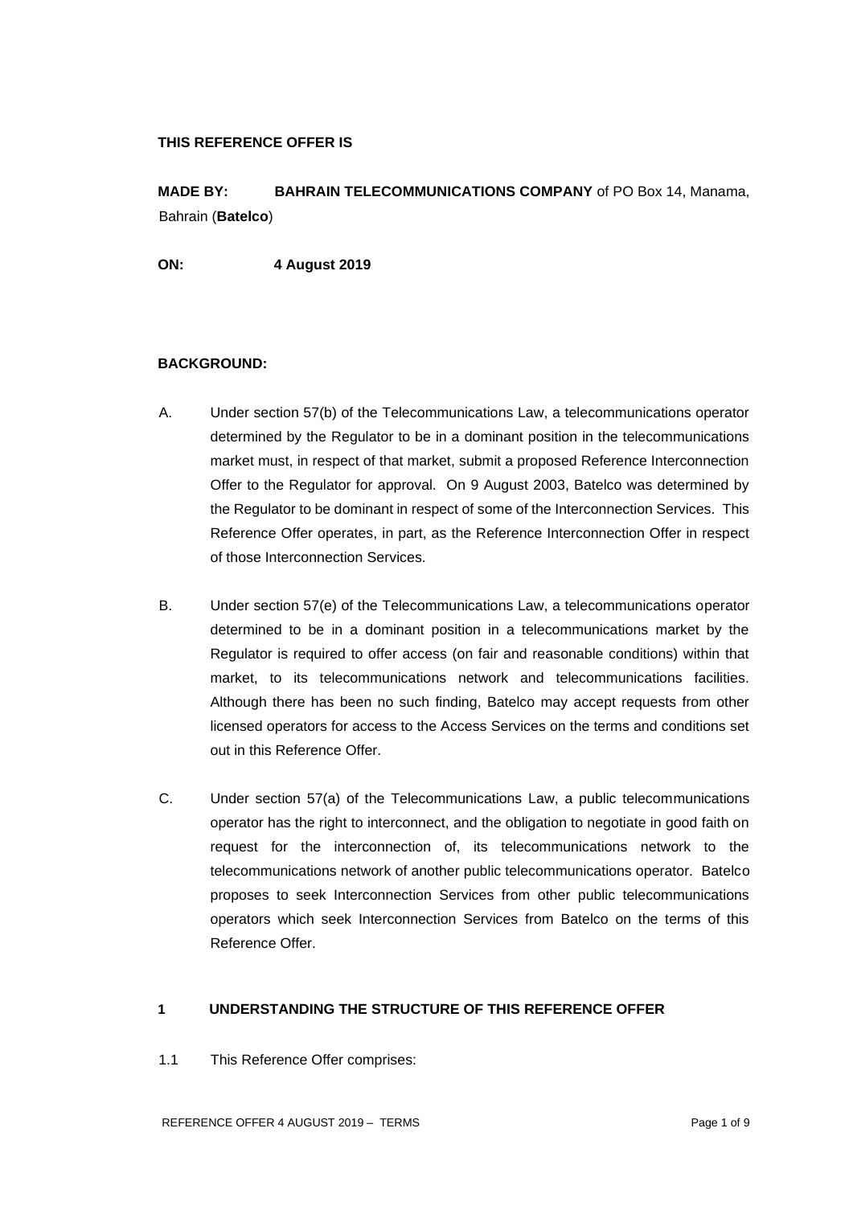**THIS REFERENCE OFFER IS**

**MADE BY:** **BAHRAIN TELECOMMUNICATIONS COMPANY** of PO Box 14, Manama, Bahrain (**Batelco**)

**ON:** **4 August 2019**

**BACKGROUND:**

A. Under section 57(b) of the Telecommunications Law, a telecommunications operator determined by the Regulator to be in a dominant position in the telecommunications market must, in respect of that market, submit a proposed Reference Interconnection Offer to the Regulator for approval. On 9 August 2003, Batelco was determined by the Regulator to be dominant in respect of some of the Interconnection Services. This Reference Offer operates, in part, as the Reference Interconnection Offer in respect of those Interconnection Services.

B. Under section 57(e) of the Telecommunications Law, a telecommunications operator determined to be in a dominant position in a telecommunications market by the Regulator is required to offer access (on fair and reasonable conditions) within that market, to its telecommunications network and telecommunications facilities. Although there has been no such finding, Batelco may accept requests from other licensed operators for access to the Access Services on the terms and conditions set out in this Reference Offer.

C. Under section 57(a) of the Telecommunications Law, a public telecommunications operator has the right to interconnect, and the obligation to negotiate in good faith on request for the interconnection of, its telecommunications network to the telecommunications network of another public telecommunications operator. Batelco proposes to seek Interconnection Services from other public telecommunications operators which seek Interconnection Services from Batelco on the terms of this Reference Offer.

## 1 UNDERSTANDING THE STRUCTURE OF THIS REFERENCE OFFER

1.1 This Reference Offer comprises: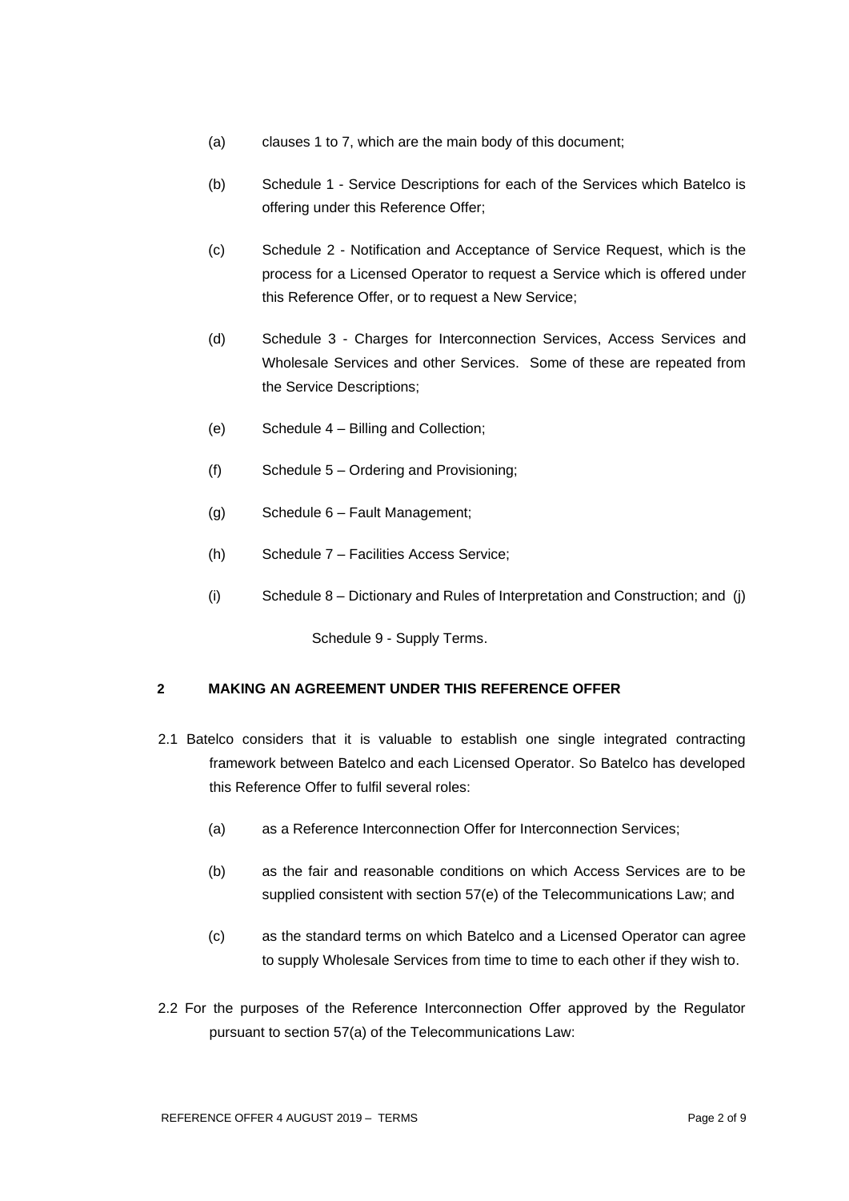(a) clauses 1 to 7, which are the main body of this document;

(b) Schedule 1 - Service Descriptions for each of the Services which Batelco is offering under this Reference Offer;

(c) Schedule 2 - Notification and Acceptance of Service Request, which is the process for a Licensed Operator to request a Service which is offered under this Reference Offer, or to request a New Service;

(d) Schedule 3 - Charges for Interconnection Services, Access Services and Wholesale Services and other Services. Some of these are repeated from the Service Descriptions;

(e) Schedule 4 – Billing and Collection;

(f) Schedule 5 – Ordering and Provisioning;

(g) Schedule 6 – Fault Management;

(h) Schedule 7 – Facilities Access Service;

(i) Schedule 8 – Dictionary and Rules of Interpretation and Construction; and (j) Schedule 9 - Supply Terms.

## 2 MAKING AN AGREEMENT UNDER THIS REFERENCE OFFER

2.1 Batelco considers that it is valuable to establish one single integrated contracting framework between Batelco and each Licensed Operator. So Batelco has developed this Reference Offer to fulfil several roles:

(a) as a Reference Interconnection Offer for Interconnection Services;

(b) as the fair and reasonable conditions on which Access Services are to be supplied consistent with section 57(e) of the Telecommunications Law; and

(c) as the standard terms on which Batelco and a Licensed Operator can agree to supply Wholesale Services from time to time to each other if they wish to.

2.2 For the purposes of the Reference Interconnection Offer approved by the Regulator pursuant to section 57(a) of the Telecommunications Law: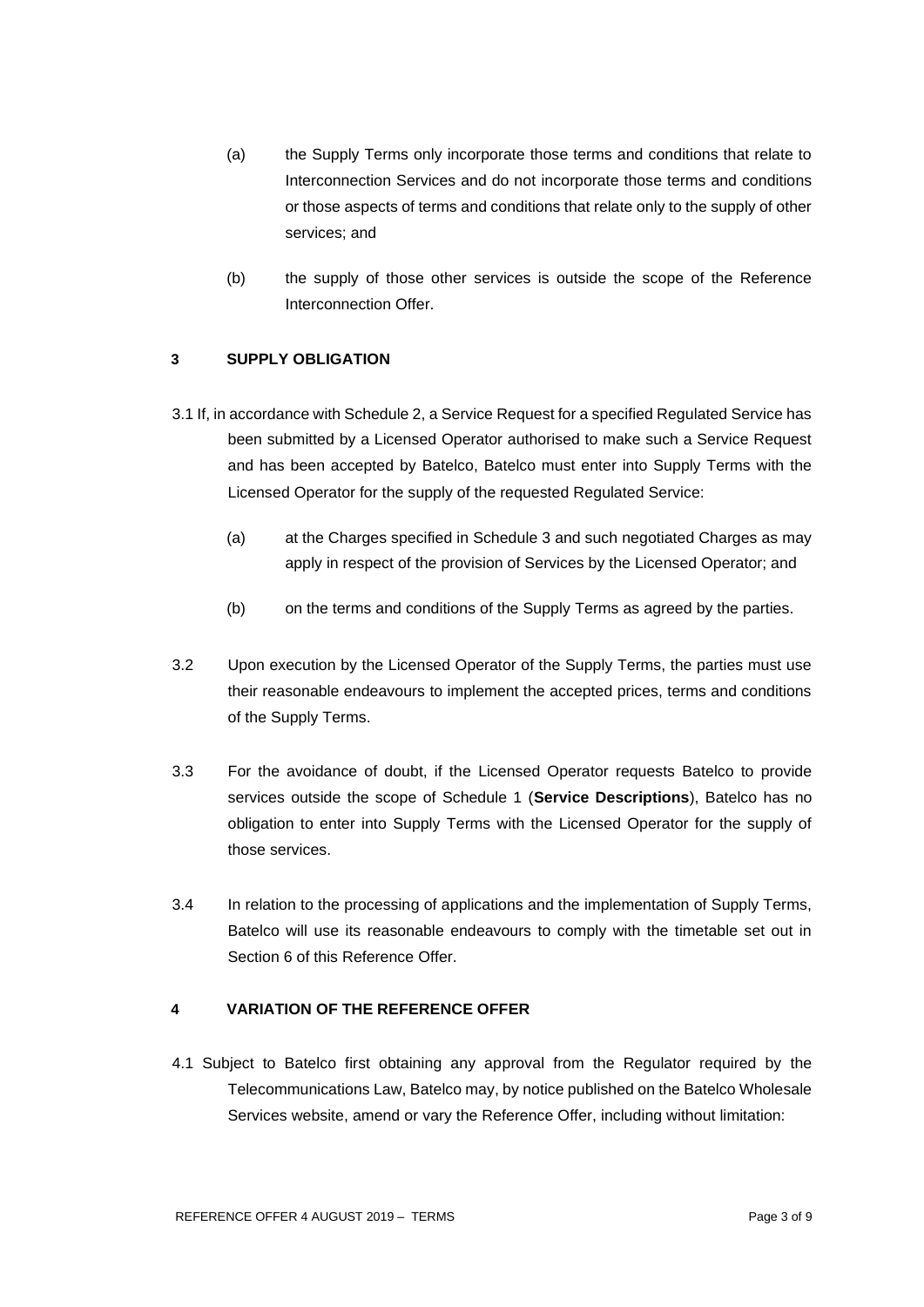(a) the Supply Terms only incorporate those terms and conditions that relate to Interconnection Services and do not incorporate those terms and conditions or those aspects of terms and conditions that relate only to the supply of other services; and

(b) the supply of those other services is outside the scope of the Reference Interconnection Offer.

## 3 SUPPLY OBLIGATION

3.1 If, in accordance with Schedule 2, a Service Request for a specified Regulated Service has been submitted by a Licensed Operator authorised to make such a Service Request and has been accepted by Batelco, Batelco must enter into Supply Terms with the Licensed Operator for the supply of the requested Regulated Service:

(a) at the Charges specified in Schedule 3 and such negotiated Charges as may apply in respect of the provision of Services by the Licensed Operator; and

(b) on the terms and conditions of the Supply Terms as agreed by the parties.

3.2 Upon execution by the Licensed Operator of the Supply Terms, the parties must use their reasonable endeavours to implement the accepted prices, terms and conditions of the Supply Terms.

3.3 For the avoidance of doubt, if the Licensed Operator requests Batelco to provide services outside the scope of Schedule 1 (**Service Descriptions**), Batelco has no obligation to enter into Supply Terms with the Licensed Operator for the supply of those services.

3.4 In relation to the processing of applications and the implementation of Supply Terms, Batelco will use its reasonable endeavours to comply with the timetable set out in Section 6 of this Reference Offer.

## 4 VARIATION OF THE REFERENCE OFFER

4.1 Subject to Batelco first obtaining any approval from the Regulator required by the Telecommunications Law, Batelco may, by notice published on the Batelco Wholesale Services website, amend or vary the Reference Offer, including without limitation: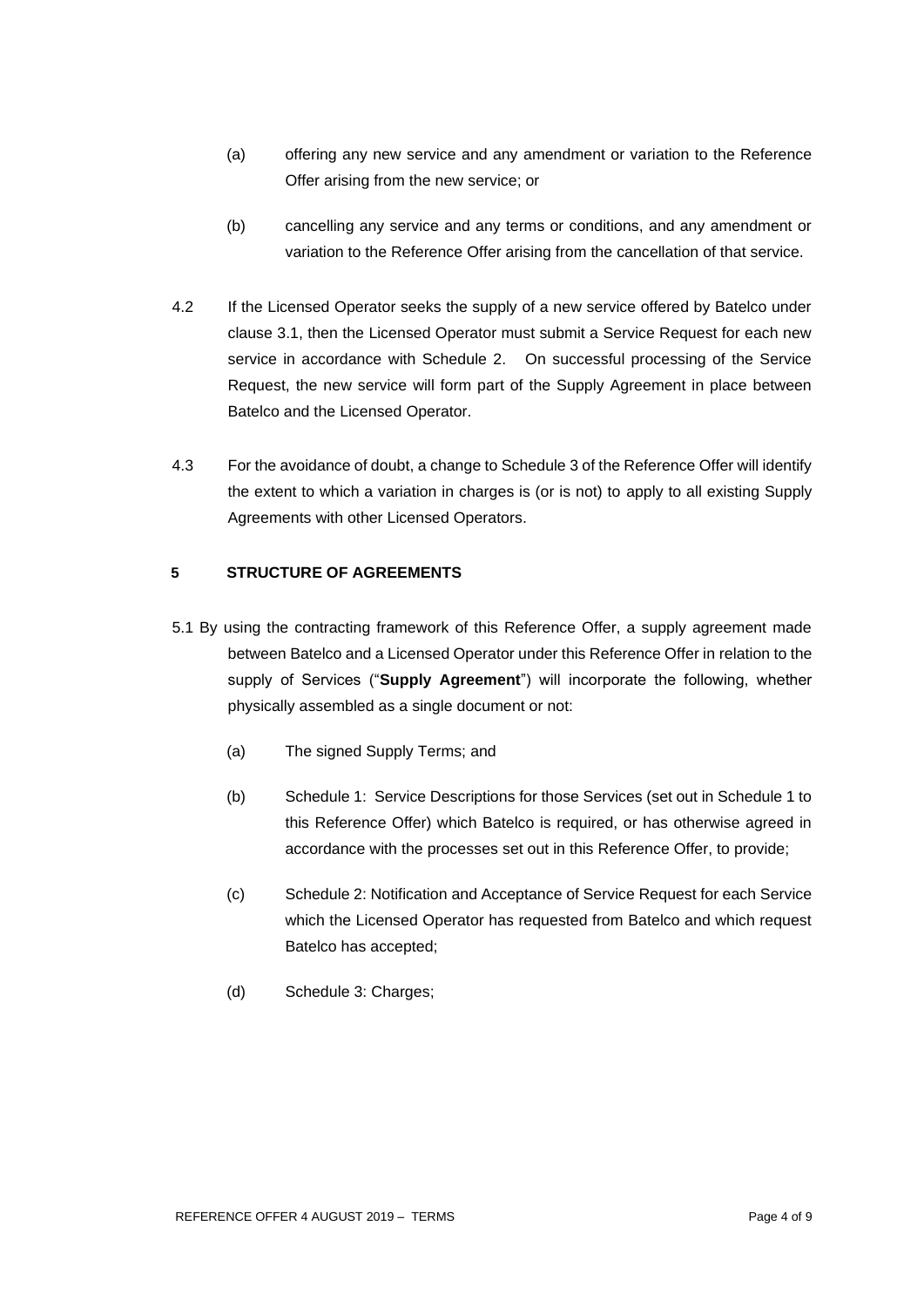(a) offering any new service and any amendment or variation to the Reference Offer arising from the new service; or

(b) cancelling any service and any terms or conditions, and any amendment or variation to the Reference Offer arising from the cancellation of that service.

4.2 If the Licensed Operator seeks the supply of a new service offered by Batelco under clause 3.1, then the Licensed Operator must submit a Service Request for each new service in accordance with Schedule 2. On successful processing of the Service Request, the new service will form part of the Supply Agreement in place between Batelco and the Licensed Operator.

4.3 For the avoidance of doubt, a change to Schedule 3 of the Reference Offer will identify the extent to which a variation in charges is (or is not) to apply to all existing Supply Agreements with other Licensed Operators.

## 5 STRUCTURE OF AGREEMENTS

5.1 By using the contracting framework of this Reference Offer, a supply agreement made between Batelco and a Licensed Operator under this Reference Offer in relation to the supply of Services ("**Supply Agreement**") will incorporate the following, whether physically assembled as a single document or not:

(a) The signed Supply Terms; and

(b) Schedule 1: Service Descriptions for those Services (set out in Schedule 1 to this Reference Offer) which Batelco is required, or has otherwise agreed in accordance with the processes set out in this Reference Offer, to provide;

(c) Schedule 2: Notification and Acceptance of Service Request for each Service which the Licensed Operator has requested from Batelco and which request Batelco has accepted;

(d) Schedule 3: Charges;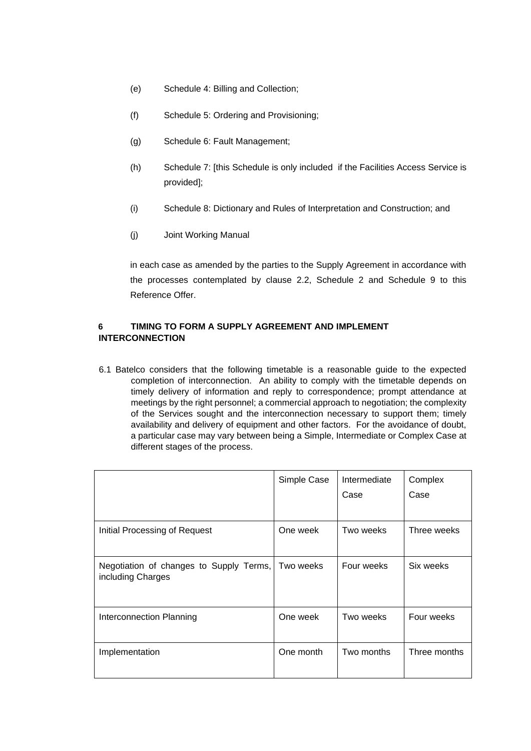(e) Schedule 4: Billing and Collection;

(f) Schedule 5: Ordering and Provisioning;

(g) Schedule 6: Fault Management;

(h) Schedule 7: [this Schedule is only included if the Facilities Access Service is provided];

(i) Schedule 8: Dictionary and Rules of Interpretation and Construction; and

(j) Joint Working Manual

in each case as amended by the parties to the Supply Agreement in accordance with the processes contemplated by clause 2.2, Schedule 2 and Schedule 9 to this Reference Offer.

## 6 TIMING TO FORM A SUPPLY AGREEMENT AND IMPLEMENT INTERCONNECTION

6.1 Batelco considers that the following timetable is a reasonable guide to the expected completion of interconnection. An ability to comply with the timetable depends on timely delivery of information and reply to correspondence; prompt attendance at meetings by the right personnel; a commercial approach to negotiation; the complexity of the Services sought and the interconnection necessary to support them; timely availability and delivery of equipment and other factors. For the avoidance of doubt, a particular case may vary between being a Simple, Intermediate or Complex Case at different stages of the process.

| | Simple Case | Intermediate Case | Complex Case |
|---|---|---|---|
| Initial Processing of Request | One week | Two weeks | Three weeks |
| Negotiation of changes to Supply Terms, including Charges | Two weeks | Four weeks | Six weeks |
| Interconnection Planning | One week | Two weeks | Four weeks |
| Implementation | One month | Two months | Three months |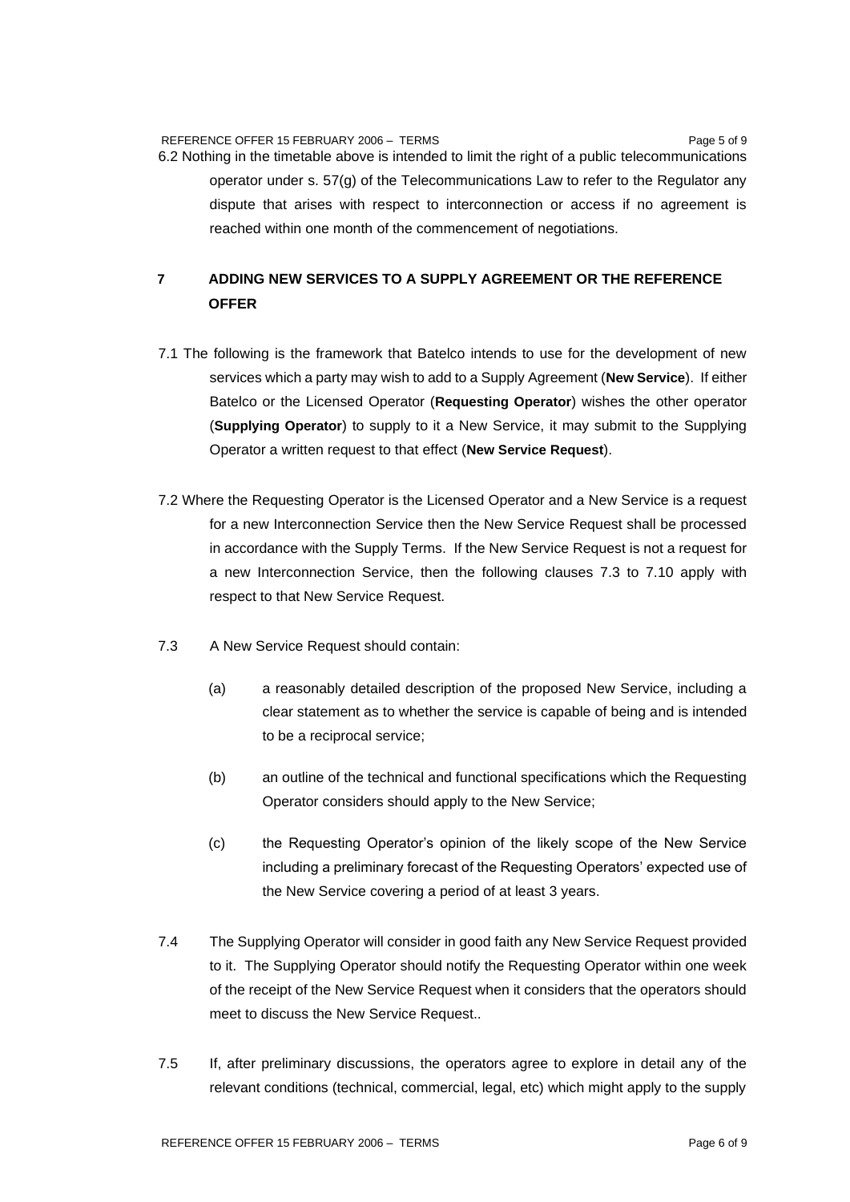6.2 Nothing in the timetable above is intended to limit the right of a public telecommunications operator under s. 57(g) of the Telecommunications Law to refer to the Regulator any dispute that arises with respect to interconnection or access if no agreement is reached within one month of the commencement of negotiations.

## 7 ADDING NEW SERVICES TO A SUPPLY AGREEMENT OR THE REFERENCE OFFER

7.1 The following is the framework that Batelco intends to use for the development of new services which a party may wish to add to a Supply Agreement (**New Service**). If either Batelco or the Licensed Operator (**Requesting Operator**) wishes the other operator (**Supplying Operator**) to supply to it a New Service, it may submit to the Supplying Operator a written request to that effect (**New Service Request**).

7.2 Where the Requesting Operator is the Licensed Operator and a New Service is a request for a new Interconnection Service then the New Service Request shall be processed in accordance with the Supply Terms. If the New Service Request is not a request for a new Interconnection Service, then the following clauses 7.3 to 7.10 apply with respect to that New Service Request.

7.3 A New Service Request should contain:

(a) a reasonably detailed description of the proposed New Service, including a clear statement as to whether the service is capable of being and is intended to be a reciprocal service;

(b) an outline of the technical and functional specifications which the Requesting Operator considers should apply to the New Service;

(c) the Requesting Operator's opinion of the likely scope of the New Service including a preliminary forecast of the Requesting Operators' expected use of the New Service covering a period of at least 3 years.

7.4 The Supplying Operator will consider in good faith any New Service Request provided to it. The Supplying Operator should notify the Requesting Operator within one week of the receipt of the New Service Request when it considers that the operators should meet to discuss the New Service Request..

7.5 If, after preliminary discussions, the operators agree to explore in detail any of the relevant conditions (technical, commercial, legal, etc) which might apply to the supply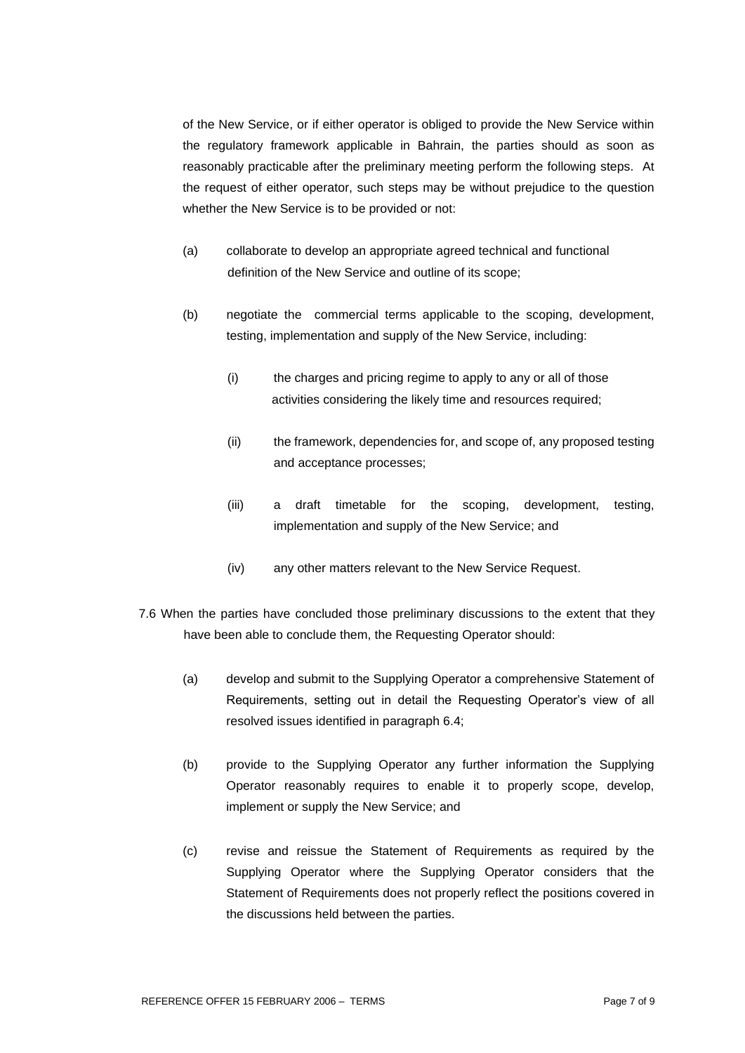of the New Service, or if either operator is obliged to provide the New Service within the regulatory framework applicable in Bahrain, the parties should as soon as reasonably practicable after the preliminary meeting perform the following steps. At the request of either operator, such steps may be without prejudice to the question whether the New Service is to be provided or not:

(a) collaborate to develop an appropriate agreed technical and functional definition of the New Service and outline of its scope;

(b) negotiate the commercial terms applicable to the scoping, development, testing, implementation and supply of the New Service, including:

(i) the charges and pricing regime to apply to any or all of those activities considering the likely time and resources required;

(ii) the framework, dependencies for, and scope of, any proposed testing and acceptance processes;

(iii) a draft timetable for the scoping, development, testing, implementation and supply of the New Service; and

(iv) any other matters relevant to the New Service Request.

7.6 When the parties have concluded those preliminary discussions to the extent that they have been able to conclude them, the Requesting Operator should:

(a) develop and submit to the Supplying Operator a comprehensive Statement of Requirements, setting out in detail the Requesting Operator's view of all resolved issues identified in paragraph 6.4;

(b) provide to the Supplying Operator any further information the Supplying Operator reasonably requires to enable it to properly scope, develop, implement or supply the New Service; and

(c) revise and reissue the Statement of Requirements as required by the Supplying Operator where the Supplying Operator considers that the Statement of Requirements does not properly reflect the positions covered in the discussions held between the parties.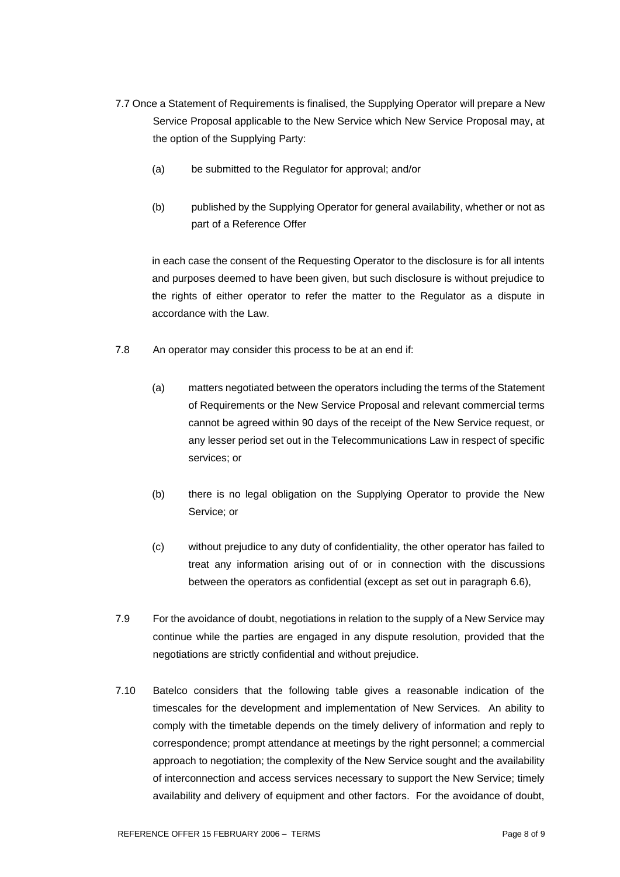7.7 Once a Statement of Requirements is finalised, the Supplying Operator will prepare a New Service Proposal applicable to the New Service which New Service Proposal may, at the option of the Supplying Party:

(a) be submitted to the Regulator for approval; and/or

(b) published by the Supplying Operator for general availability, whether or not as part of a Reference Offer

in each case the consent of the Requesting Operator to the disclosure is for all intents and purposes deemed to have been given, but such disclosure is without prejudice to the rights of either operator to refer the matter to the Regulator as a dispute in accordance with the Law.

7.8 An operator may consider this process to be at an end if:

(a) matters negotiated between the operators including the terms of the Statement of Requirements or the New Service Proposal and relevant commercial terms cannot be agreed within 90 days of the receipt of the New Service request, or any lesser period set out in the Telecommunications Law in respect of specific services; or

(b) there is no legal obligation on the Supplying Operator to provide the New Service; or

(c) without prejudice to any duty of confidentiality, the other operator has failed to treat any information arising out of or in connection with the discussions between the operators as confidential (except as set out in paragraph 6.6),

7.9 For the avoidance of doubt, negotiations in relation to the supply of a New Service may continue while the parties are engaged in any dispute resolution, provided that the negotiations are strictly confidential and without prejudice.

7.10 Batelco considers that the following table gives a reasonable indication of the timescales for the development and implementation of New Services. An ability to comply with the timetable depends on the timely delivery of information and reply to correspondence; prompt attendance at meetings by the right personnel; a commercial approach to negotiation; the complexity of the New Service sought and the availability of interconnection and access services necessary to support the New Service; timely availability and delivery of equipment and other factors. For the avoidance of doubt,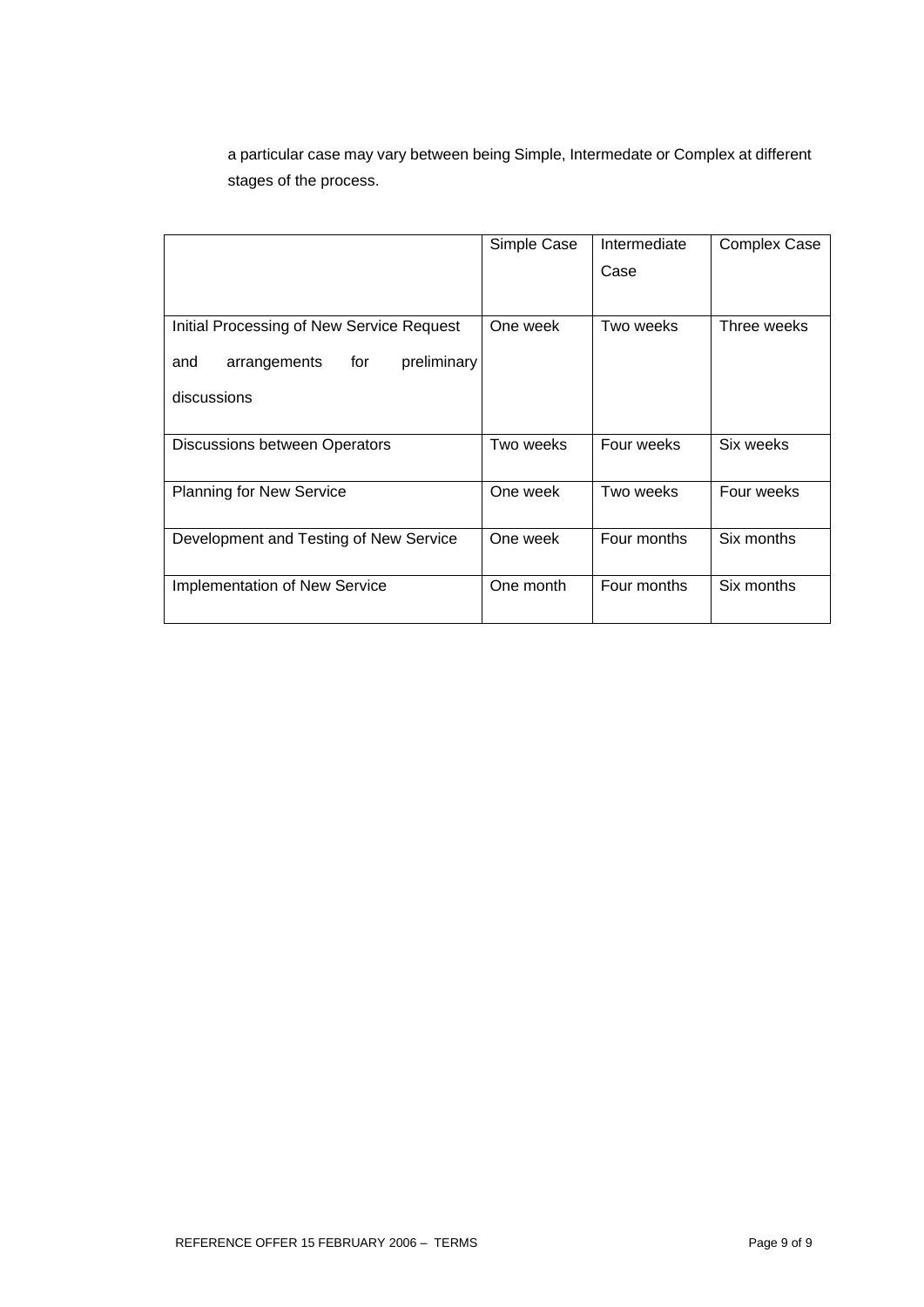a particular case may vary between being Simple, Intermedate or Complex at different stages of the process.

| | Simple Case | Intermediate Case | Complex Case |
|---|---|---|---|
| Initial Processing of New Service Request and arrangements for preliminary discussions | One week | Two weeks | Three weeks |
| Discussions between Operators | Two weeks | Four weeks | Six weeks |
| Planning for New Service | One week | Two weeks | Four weeks |
| Development and Testing of New Service | One week | Four months | Six months |
| Implementation of New Service | One month | Four months | Six months |